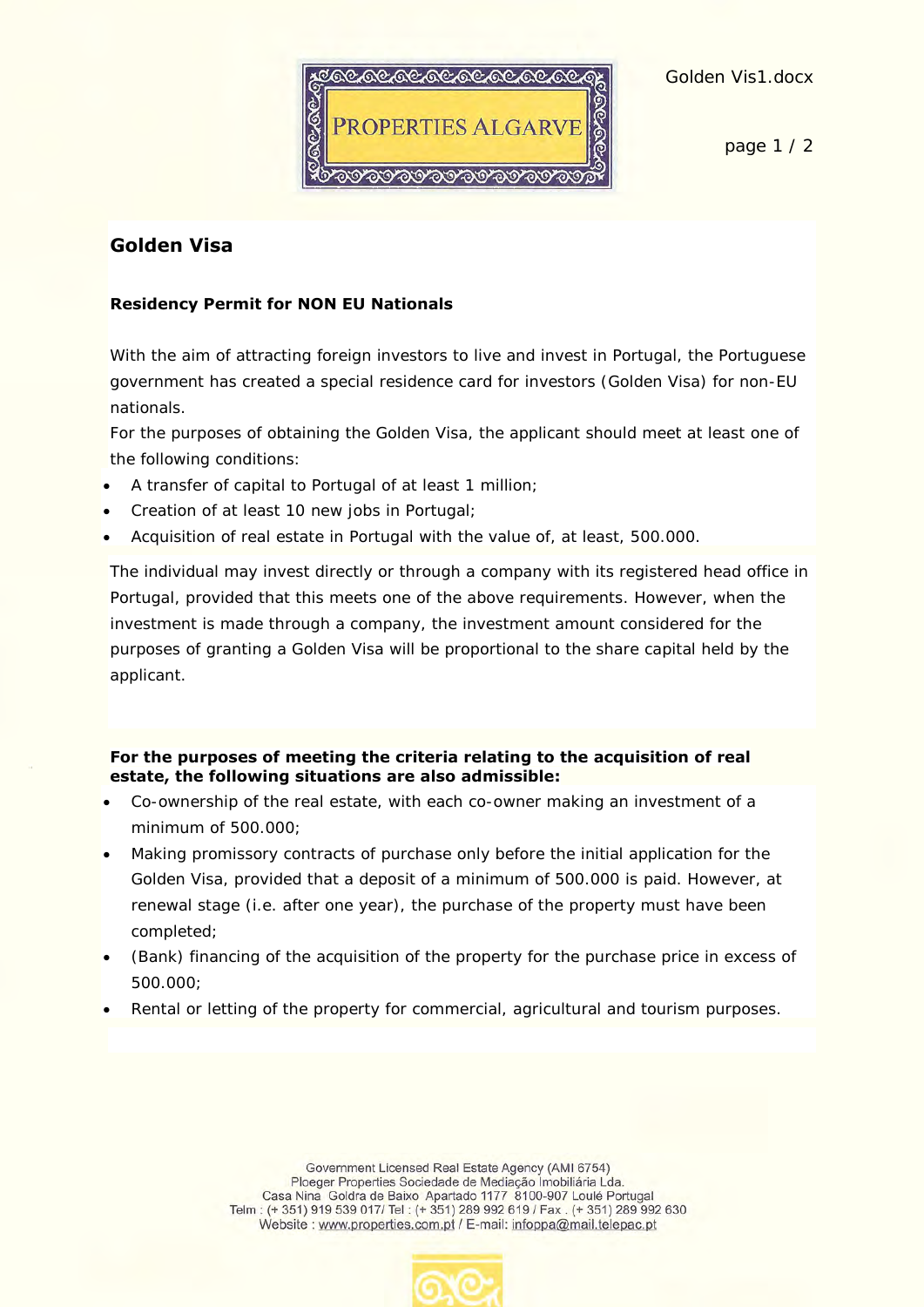# Golden Visa

## Residency Permit for NON EU Nationals

With the aim of attracting foreign investors to live and invest in Portugal, the Portuguese government has created a special residence card for investors (Golden Visa) for non-EU nationals.
For the purposes of obtaining the Golden Visa, the applicant should meet at least one of the following conditions:

- A transfer of capital to Portugal of at least 1 million;
- Creation of at least 10 new jobs in Portugal;
- Acquisition of real estate in Portugal with the value of, at least, 500.000.

The individual may invest directly or through a company with its registered head office in Portugal, provided that this meets one of the above requirements. However, when the investment is made through a company, the investment amount considered for the purposes of granting a Golden Visa will be proportional to the share capital held by the applicant.

**For the purposes of meeting the criteria relating to the acquisition of real estate, the following situations are also admissible:**

- Co-ownership of the real estate, with each co-owner making an investment of a minimum of 500.000;
- Making promissory contracts of purchase only before the initial application for the Golden Visa, provided that a deposit of a minimum of 500.000 is paid. However, at renewal stage (i.e. after one year), the purchase of the property must have been completed;
- (Bank) financing of the acquisition of the property for the purchase price in excess of 500.000;
- Rental or letting of the property for commercial, agricultural and tourism purposes.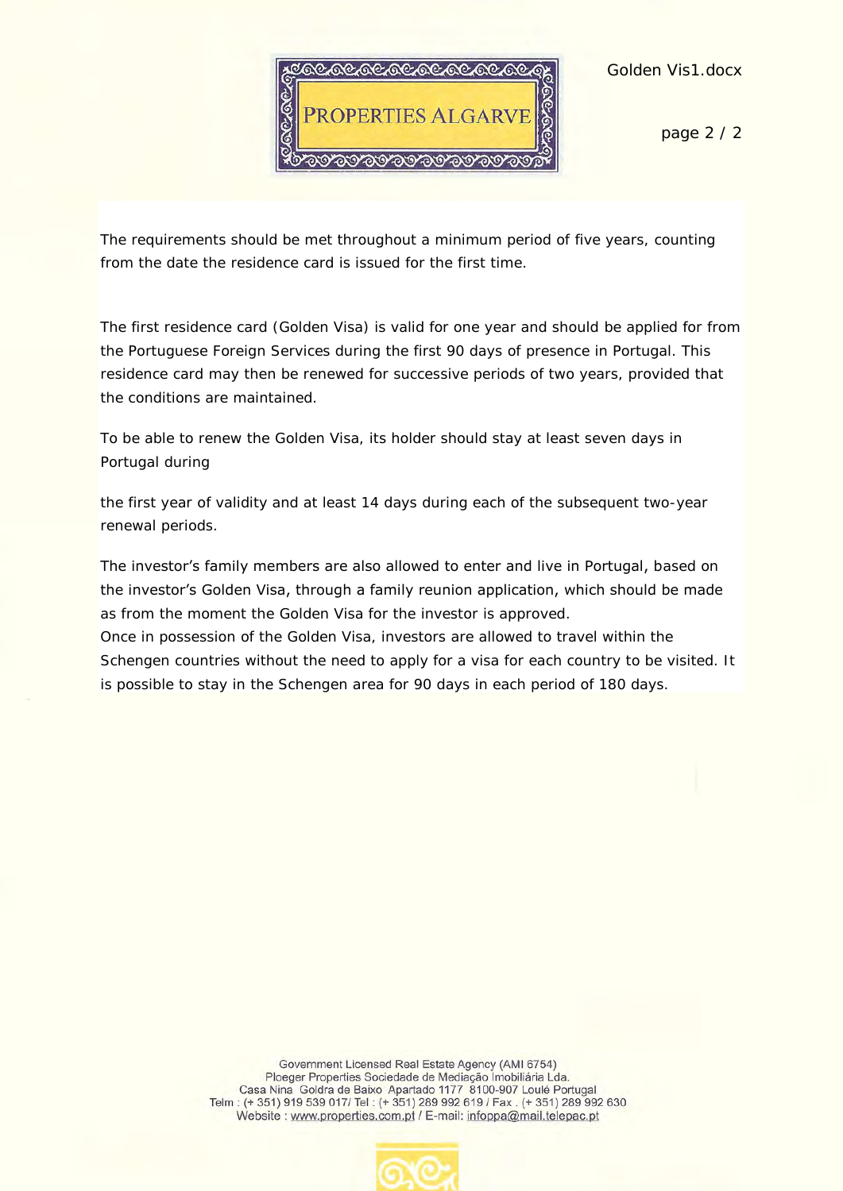The requirements should be met throughout a minimum period of five years, counting from the date the residence card is issued for the first time.

The first residence card (Golden Visa) is valid for one year and should be applied for from the Portuguese Foreign Services during the first 90 days of presence in Portugal. This residence card may then be renewed for successive periods of two years, provided that the conditions are maintained.

To be able to renew the Golden Visa, its holder should stay at least seven days in Portugal during

the first year of validity and at least 14 days during each of the subsequent two-year renewal periods.

The investor's family members are also allowed to enter and live in Portugal, based on the investor's Golden Visa, through a family reunion application, which should be made as from the moment the Golden Visa for the investor is approved.
Once in possession of the Golden Visa, investors are allowed to travel within the Schengen countries without the need to apply for a visa for each country to be visited. It is possible to stay in the Schengen area for 90 days in each period of 180 days.